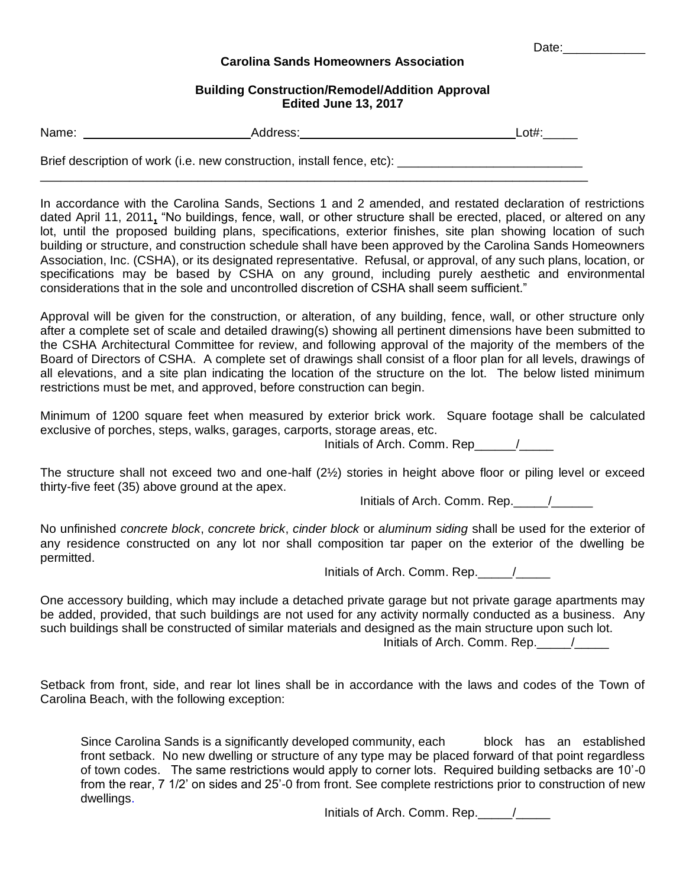Date:____________

**Carolina Sands Homeowners Association**

**Building Construction/Remodel/Addition Approval**
**Edited June 13, 2017**

Name: ________________________ Address: ________________________________ Lot#:_____

Brief description of work (i.e. new construction, install fence, etc): ___________________________
_____________________________________________________________________________

In accordance with the Carolina Sands, Sections 1 and 2 amended, and restated declaration of restrictions dated April 11, 2011, "No buildings, fence, wall, or other structure shall be erected, placed, or altered on any lot, until the proposed building plans, specifications, exterior finishes, site plan showing location of such building or structure, and construction schedule shall have been approved by the Carolina Sands Homeowners Association, Inc. (CSHA), or its designated representative. Refusal, or approval, of any such plans, location, or specifications may be based by CSHA on any ground, including purely aesthetic and environmental considerations that in the sole and uncontrolled discretion of CSHA shall seem sufficient."

Approval will be given for the construction, or alteration, of any building, fence, wall, or other structure only after a complete set of scale and detailed drawing(s) showing all pertinent dimensions have been submitted to the CSHA Architectural Committee for review, and following approval of the majority of the members of the Board of Directors of CSHA. A complete set of drawings shall consist of a floor plan for all levels, drawings of all elevations, and a site plan indicating the location of the structure on the lot. The below listed minimum restrictions must be met, and approved, before construction can begin.

Minimum of 1200 square feet when measured by exterior brick work. Square footage shall be calculated exclusive of porches, steps, walks, garages, carports, storage areas, etc.

Initials of Arch. Comm. Rep______/_____

The structure shall not exceed two and one-half (2½) stories in height above floor or piling level or exceed thirty-five feet (35) above ground at the apex.

Initials of Arch. Comm. Rep._____/______

No unfinished *concrete block*, *concrete brick*, *cinder block* or *aluminum siding* shall be used for the exterior of any residence constructed on any lot nor shall composition tar paper on the exterior of the dwelling be permitted.

Initials of Arch. Comm. Rep._____/_____

One accessory building, which may include a detached private garage but not private garage apartments may be added, provided, that such buildings are not used for any activity normally conducted as a business. Any such buildings shall be constructed of similar materials and designed as the main structure upon such lot.

Initials of Arch. Comm. Rep._____/_____

Setback from front, side, and rear lot lines shall be in accordance with the laws and codes of the Town of Carolina Beach, with the following exception:

> Since Carolina Sands is a significantly developed community, each block has an established front setback. No new dwelling or structure of any type may be placed forward of that point regardless of town codes. The same restrictions would apply to corner lots. Required building setbacks are 10'-0 from the rear, 7 1/2' on sides and 25'-0 from front. See complete restrictions prior to construction of new dwellings.

Initials of Arch. Comm. Rep._____/_____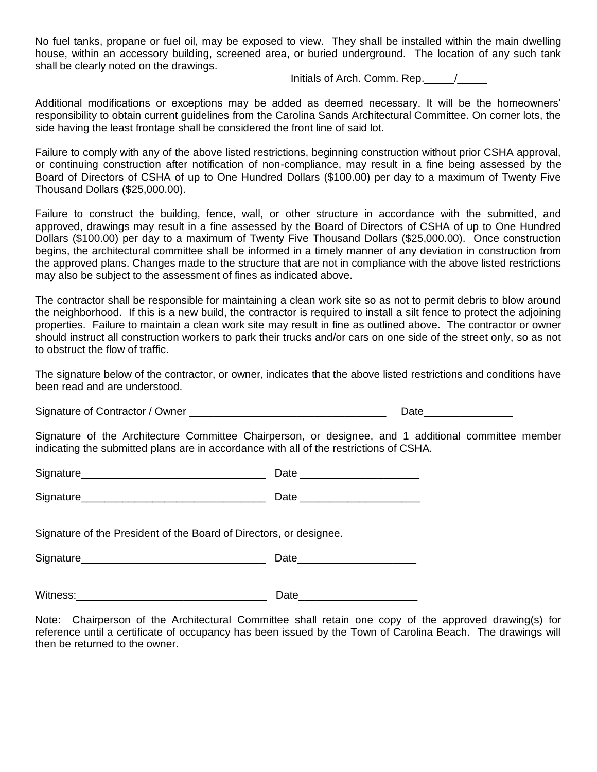No fuel tanks, propane or fuel oil, may be exposed to view. They shall be installed within the main dwelling house, within an accessory building, screened area, or buried underground. The location of any such tank shall be clearly noted on the drawings.

Initials of Arch. Comm. Rep._____/_____

Additional modifications or exceptions may be added as deemed necessary. It will be the homeowners' responsibility to obtain current guidelines from the Carolina Sands Architectural Committee. On corner lots, the side having the least frontage shall be considered the front line of said lot.

Failure to comply with any of the above listed restrictions, beginning construction without prior CSHA approval, or continuing construction after notification of non-compliance, may result in a fine being assessed by the Board of Directors of CSHA of up to One Hundred Dollars ($100.00) per day to a maximum of Twenty Five Thousand Dollars ($25,000.00).

Failure to construct the building, fence, wall, or other structure in accordance with the submitted, and approved, drawings may result in a fine assessed by the Board of Directors of CSHA of up to One Hundred Dollars ($100.00) per day to a maximum of Twenty Five Thousand Dollars ($25,000.00). Once construction begins, the architectural committee shall be informed in a timely manner of any deviation in construction from the approved plans. Changes made to the structure that are not in compliance with the above listed restrictions may also be subject to the assessment of fines as indicated above.

The contractor shall be responsible for maintaining a clean work site so as not to permit debris to blow around the neighborhood. If this is a new build, the contractor is required to install a silt fence to protect the adjoining properties. Failure to maintain a clean work site may result in fine as outlined above. The contractor or owner should instruct all construction workers to park their trucks and/or cars on one side of the street only, so as not to obstruct the flow of traffic.

The signature below of the contractor, or owner, indicates that the above listed restrictions and conditions have been read and are understood.

Signature of Contractor / Owner _________________________________ Date_______________

Signature of the Architecture Committee Chairperson, or designee, and 1 additional committee member indicating the submitted plans are in accordance with all of the restrictions of CSHA.

Signature_______________________________ Date ____________________

Signature_______________________________ Date ____________________

Signature of the President of the Board of Directors, or designee.

Signature_______________________________ Date____________________

Witness:________________________________ Date____________________

Note: Chairperson of the Architectural Committee shall retain one copy of the approved drawing(s) for reference until a certificate of occupancy has been issued by the Town of Carolina Beach. The drawings will then be returned to the owner.